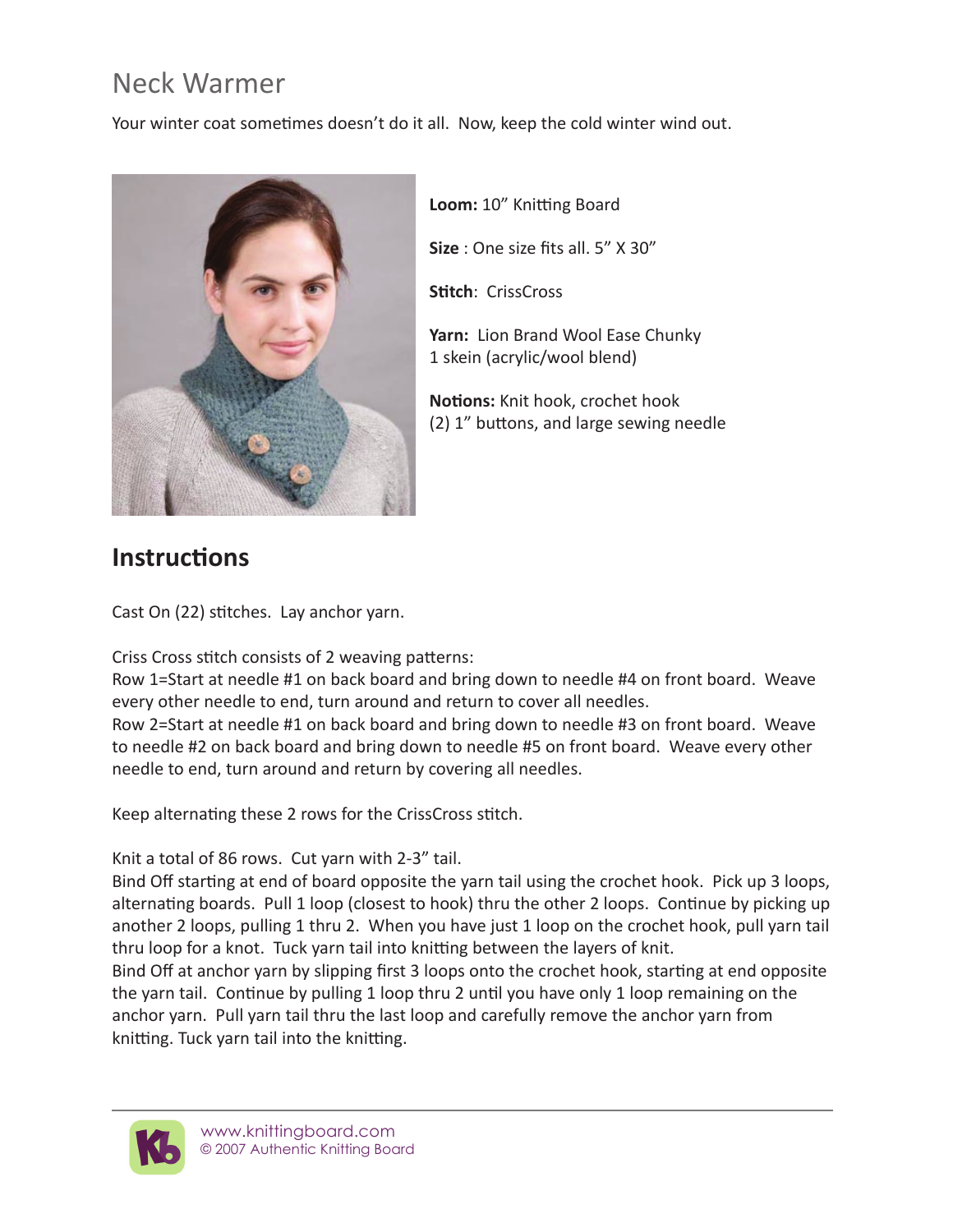# Neck Warmer

Your winter coat sometimes doesn't do it all. Now, keep the cold winter wind out.

**Loom:** 10" Knitting Board

**Size** : One size fits all. 5" X 30"

**Stitch**: CrissCross

**Yarn:** Lion Brand Wool Ease Chunky
1 skein (acrylic/wool blend)

**Notions:** Knit hook, crochet hook
(2) 1" buttons, and large sewing needle

## Instructions

Cast On (22) stitches. Lay anchor yarn.

Criss Cross stitch consists of 2 weaving patterns:
Row 1=Start at needle #1 on back board and bring down to needle #4 on front board. Weave every other needle to end, turn around and return to cover all needles.
Row 2=Start at needle #1 on back board and bring down to needle #3 on front board. Weave to needle #2 on back board and bring down to needle #5 on front board. Weave every other needle to end, turn around and return by covering all needles.

Keep alternating these 2 rows for the CrissCross stitch.

Knit a total of 86 rows. Cut yarn with 2-3" tail.
Bind Off starting at end of board opposite the yarn tail using the crochet hook. Pick up 3 loops, alternating boards. Pull 1 loop (closest to hook) thru the other 2 loops. Continue by picking up another 2 loops, pulling 1 thru 2. When you have just 1 loop on the crochet hook, pull yarn tail thru loop for a knot. Tuck yarn tail into knitting between the layers of knit.
Bind Off at anchor yarn by slipping first 3 loops onto the crochet hook, starting at end opposite the yarn tail. Continue by pulling 1 loop thru 2 until you have only 1 loop remaining on the anchor yarn. Pull yarn tail thru the last loop and carefully remove the anchor yarn from knitting. Tuck yarn tail into the knitting.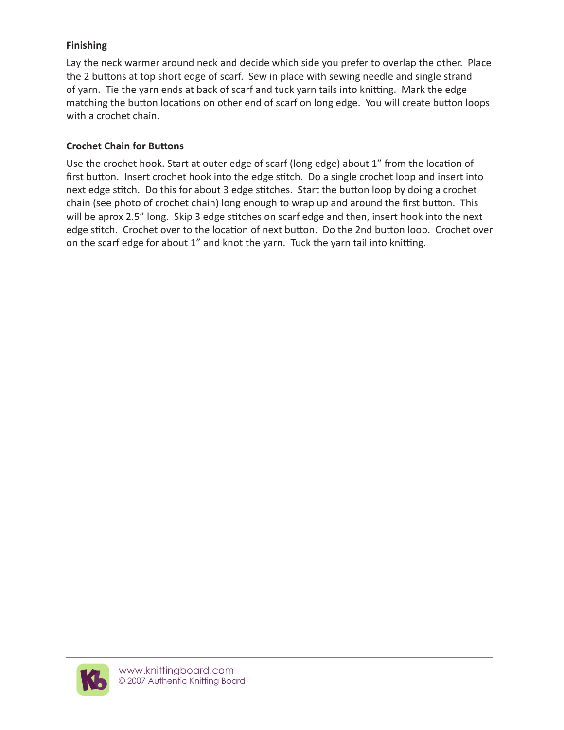**Finishing**

Lay the neck warmer around neck and decide which side you prefer to overlap the other. Place the 2 buttons at top short edge of scarf. Sew in place with sewing needle and single strand of yarn. Tie the yarn ends at back of scarf and tuck yarn tails into knitting. Mark the edge matching the button locations on other end of scarf on long edge. You will create button loops with a crochet chain.

**Crochet Chain for Buttons**

Use the crochet hook. Start at outer edge of scarf (long edge) about 1" from the location of first button. Insert crochet hook into the edge stitch. Do a single crochet loop and insert into next edge stitch. Do this for about 3 edge stitches. Start the button loop by doing a crochet chain (see photo of crochet chain) long enough to wrap up and around the first button. This will be aprox 2.5" long. Skip 3 edge stitches on scarf edge and then, insert hook into the next edge stitch. Crochet over to the location of next button. Do the 2nd button loop. Crochet over on the scarf edge for about 1" and knot the yarn. Tuck the yarn tail into knitting.